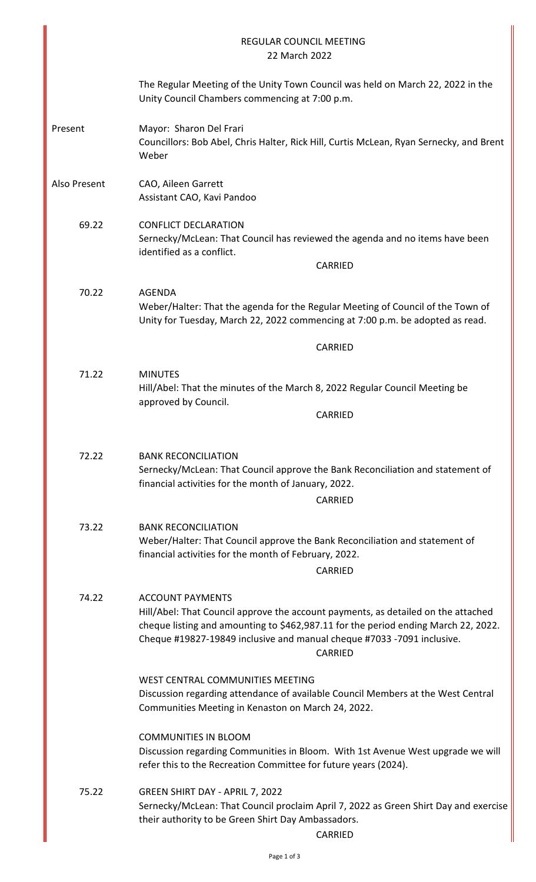# REGULAR COUNCIL MEETING
## 22 March 2022

The Regular Meeting of the Unity Town Council was held on March 22, 2022 in the Unity Council Chambers commencing at 7:00 p.m.

**Present**
Mayor: Sharon Del Frari
Councillors: Bob Abel, Chris Halter, Rick Hill, Curtis McLean, Ryan Sernecky, and Brent Weber

**Also Present**
CAO, Aileen Garrett
Assistant CAO, Kavi Pandoo

**69.22** CONFLICT DECLARATION
Sernecky/McLean: That Council has reviewed the agenda and no items have been identified as a conflict.

CARRIED

**70.22** AGENDA
Weber/Halter: That the agenda for the Regular Meeting of Council of the Town of Unity for Tuesday, March 22, 2022 commencing at 7:00 p.m. be adopted as read.

CARRIED

**71.22** MINUTES
Hill/Abel: That the minutes of the March 8, 2022 Regular Council Meeting be approved by Council.

CARRIED

**72.22** BANK RECONCILIATION
Sernecky/McLean: That Council approve the Bank Reconciliation and statement of financial activities for the month of January, 2022.

CARRIED

**73.22** BANK RECONCILIATION
Weber/Halter: That Council approve the Bank Reconciliation and statement of financial activities for the month of February, 2022.

CARRIED

**74.22** ACCOUNT PAYMENTS
Hill/Abel: That Council approve the account payments, as detailed on the attached cheque listing and amounting to $462,987.11 for the period ending March 22, 2022. Cheque #19827-19849 inclusive and manual cheque #7033 -7091 inclusive.

CARRIED

WEST CENTRAL COMMUNITIES MEETING
Discussion regarding attendance of available Council Members at the West Central Communities Meeting in Kenaston on March 24, 2022.

COMMUNITIES IN BLOOM
Discussion regarding Communities in Bloom. With 1st Avenue West upgrade we will refer this to the Recreation Committee for future years (2024).

**75.22** GREEN SHIRT DAY - APRIL 7, 2022
Sernecky/McLean: That Council proclaim April 7, 2022 as Green Shirt Day and exercise their authority to be Green Shirt Day Ambassadors.

CARRIED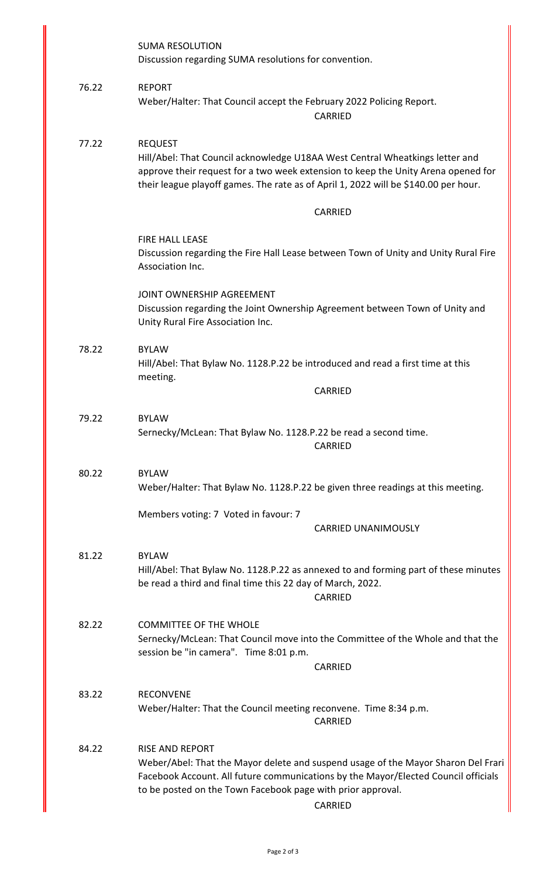**SUMA RESOLUTION**
Discussion regarding SUMA resolutions for convention.

**76.22 REPORT**
Weber/Halter: That Council accept the February 2022 Policing Report.
CARRIED

**77.22 REQUEST**
Hill/Abel: That Council acknowledge U18AA West Central Wheatkings letter and approve their request for a two week extension to keep the Unity Arena opened for their league playoff games. The rate as of April 1, 2022 will be $140.00 per hour.

CARRIED

**FIRE HALL LEASE**
Discussion regarding the Fire Hall Lease between Town of Unity and Unity Rural Fire Association Inc.

**JOINT OWNERSHIP AGREEMENT**
Discussion regarding the Joint Ownership Agreement between Town of Unity and Unity Rural Fire Association Inc.

**78.22 BYLAW**
Hill/Abel: That Bylaw No. 1128.P.22 be introduced and read a first time at this meeting.
CARRIED

**79.22 BYLAW**
Sernecky/McLean: That Bylaw No. 1128.P.22 be read a second time.
CARRIED

**80.22 BYLAW**
Weber/Halter: That Bylaw No. 1128.P.22 be given three readings at this meeting.

Members voting: 7 Voted in favour: 7
CARRIED UNANIMOUSLY

**81.22 BYLAW**
Hill/Abel: That Bylaw No. 1128.P.22 as annexed to and forming part of these minutes be read a third and final time this 22 day of March, 2022.
CARRIED

**82.22 COMMITTEE OF THE WHOLE**
Sernecky/McLean: That Council move into the Committee of the Whole and that the session be "in camera". Time 8:01 p.m.
CARRIED

**83.22 RECONVENE**
Weber/Halter: That the Council meeting reconvene. Time 8:34 p.m.
CARRIED

**84.22 RISE AND REPORT**
Weber/Abel: That the Mayor delete and suspend usage of the Mayor Sharon Del Frari Facebook Account. All future communications by the Mayor/Elected Council officials to be posted on the Town Facebook page with prior approval.
CARRIED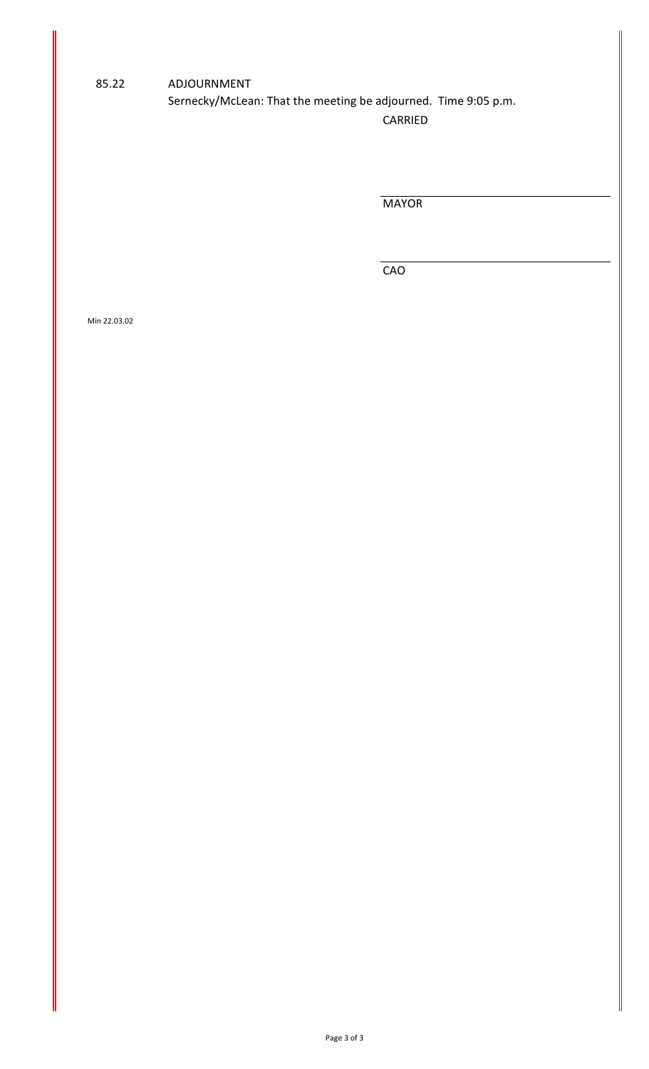85.22 ADJOURNMENT

Sernecky/McLean: That the meeting be adjourned. Time 9:05 p.m.

CARRIED

MAYOR

CAO

Min 22.03.02